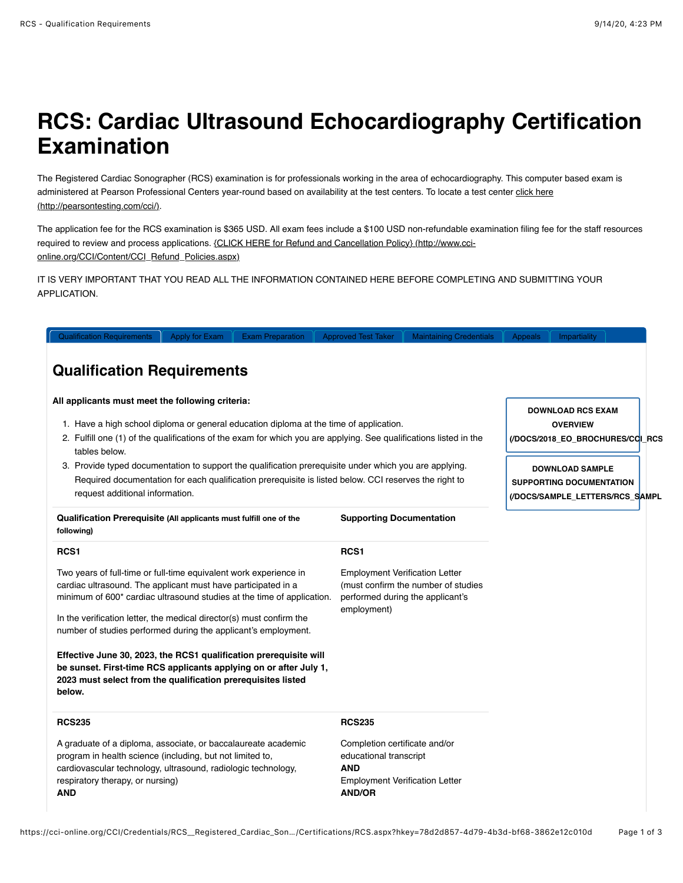# RCS: Cardiac Ultrasound Echocardiography Certification Examination

The Registered Cardiac Sonographer (RCS) examination is for professionals working in the area of echocardiography. This computer based exam is administered at Pearson Professional Centers year-round based on availability at the test centers. To locate a test center click here (http://pearsontesting.com/cci/).

The application fee for the RCS examination is $365 USD. All exam fees include a $100 USD non-refundable examination filing fee for the staff resources required to review and process applications. {CLICK HERE for Refund and Cancellation Policy} (http://www.cci-online.org/CCI/Content/CCI_Refund_Policies.aspx)

IT IS VERY IMPORTANT THAT YOU READ ALL THE INFORMATION CONTAINED HERE BEFORE COMPLETING AND SUBMITTING YOUR APPLICATION.

Qualification Requirements | Apply for Exam | Exam Preparation | Approved Test Taker | Maintaining Credentials | Appeals | Impartiality

## Qualification Requirements

**DOWNLOAD RCS EXAM OVERVIEW (/DOCS/2018_EO_BROCHURES/CCI_RCS**

**DOWNLOAD SAMPLE SUPPORTING DOCUMENTATION (/DOCS/SAMPLE_LETTERS/RCS_SAMPL**

**All applicants must meet the following criteria:**

1. Have a high school diploma or general education diploma at the time of application.
2. Fulfill one (1) of the qualifications of the exam for which you are applying. See qualifications listed in the tables below.
3. Provide typed documentation to support the qualification prerequisite under which you are applying. Required documentation for each qualification prerequisite is listed below. CCI reserves the right to request additional information.

| **Qualification Prerequisite** (All applicants must fulfill one of the following) | **Supporting Documentation** |
|---|---|
| **RCS1**<br><br>Two years of full-time or full-time equivalent work experience in cardiac ultrasound. The applicant must have participated in a minimum of 600* cardiac ultrasound studies at the time of application.<br><br>In the verification letter, the medical director(s) must confirm the number of studies performed during the applicant's employment.<br><br>**Effective June 30, 2023, the RCS1 qualification prerequisite will be sunset. First-time RCS applicants applying on or after July 1, 2023 must select from the qualification prerequisites listed below.** | **RCS1**<br><br>Employment Verification Letter (must confirm the number of studies performed during the applicant's employment) |
| **RCS235**<br><br>A graduate of a diploma, associate, or baccalaureate academic program in health science (including, but not limited to, cardiovascular technology, ultrasound, radiologic technology, respiratory therapy, or nursing)<br>**AND** | **RCS235**<br><br>Completion certificate and/or educational transcript<br>**AND**<br>Employment Verification Letter<br>**AND/OR** |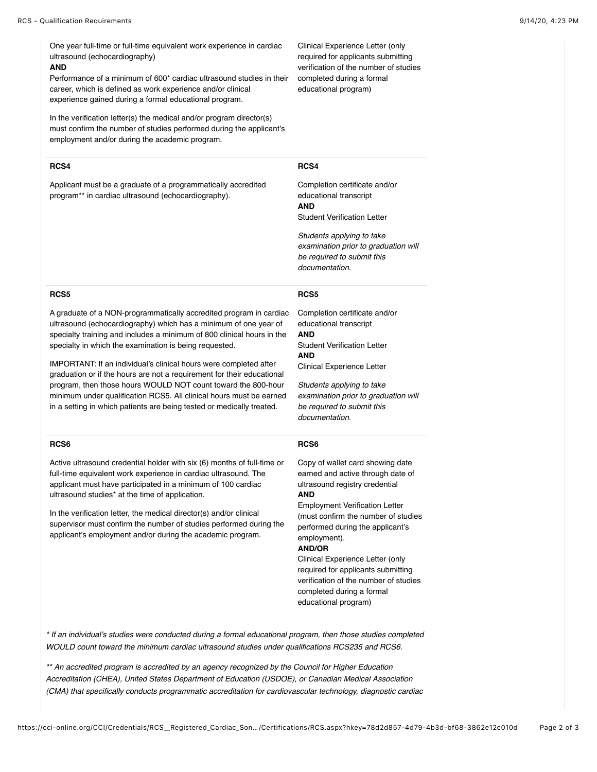| | |
|---|---|
| One year full-time or full-time equivalent work experience in cardiac ultrasound (echocardiography)<br>**AND**<br>Performance of a minimum of 600* cardiac ultrasound studies in their career, which is defined as work experience and/or clinical experience gained during a formal educational program.<br><br>In the verification letter(s) the medical and/or program director(s) must confirm the number of studies performed during the applicant's employment and/or during the academic program. | Clinical Experience Letter (only required for applicants submitting verification of the number of studies completed during a formal educational program) |
| **RCS4**<br><br>Applicant must be a graduate of a programmatically accredited program** in cardiac ultrasound (echocardiography). | **RCS4**<br><br>Completion certificate and/or educational transcript<br>**AND**<br>Student Verification Letter<br><br>*Students applying to take examination prior to graduation will be required to submit this documentation.* |
| **RCS5**<br><br>A graduate of a NON-programmatically accredited program in cardiac ultrasound (echocardiography) which has a minimum of one year of specialty training and includes a minimum of 800 clinical hours in the specialty in which the examination is being requested.<br><br>IMPORTANT: If an individual's clinical hours were completed after graduation or if the hours are not a requirement for their educational program, then those hours WOULD NOT count toward the 800-hour minimum under qualification RCS5. All clinical hours must be earned in a setting in which patients are being tested or medically treated. | **RCS5**<br><br>Completion certificate and/or educational transcript<br>**AND**<br>Student Verification Letter<br>**AND**<br>Clinical Experience Letter<br><br>*Students applying to take examination prior to graduation will be required to submit this documentation.* |
| **RCS6**<br><br>Active ultrasound credential holder with six (6) months of full-time or full-time equivalent work experience in cardiac ultrasound. The applicant must have participated in a minimum of 100 cardiac ultrasound studies* at the time of application.<br><br>In the verification letter, the medical director(s) and/or clinical supervisor must confirm the number of studies performed during the applicant's employment and/or during the academic program. | **RCS6**<br><br>Copy of wallet card showing date earned and active through date of ultrasound registry credential<br>**AND**<br>Employment Verification Letter (must confirm the number of studies performed during the applicant's employment).<br>**AND/OR**<br>Clinical Experience Letter (only required for applicants submitting verification of the number of studies completed during a formal educational program) |

*\* If an individual's studies were conducted during a formal educational program, then those studies completed WOULD count toward the minimum cardiac ultrasound studies under qualifications RCS235 and RCS6.*

*\*\* An accredited program is accredited by an agency recognized by the Council for Higher Education Accreditation (CHEA), United States Department of Education (USDOE), or Canadian Medical Association (CMA) that specifically conducts programmatic accreditation for cardiovascular technology, diagnostic cardiac*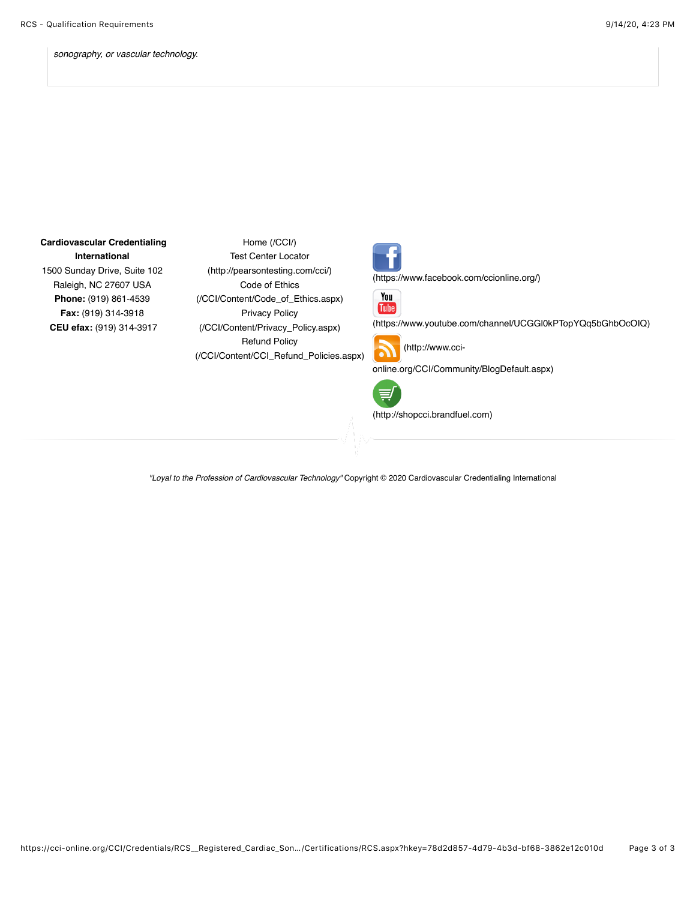*sonography, or vascular technology.*

**Cardiovascular Credentialing International**
1500 Sunday Drive, Suite 102
Raleigh, NC 27607 USA
**Phone:** (919) 861-4539
**Fax:** (919) 314-3918
**CEU efax:** (919) 314-3917

Home (/CCI/)
Test Center Locator (http://pearsontesting.com/cci/)
Code of Ethics (/CCI/Content/Code_of_Ethics.aspx)
Privacy Policy (/CCI/Content/Privacy_Policy.aspx)
Refund Policy (/CCI/Content/CCI_Refund_Policies.aspx)

(https://www.facebook.com/ccionline.org/)
(https://www.youtube.com/channel/UCGGl0kPTopYQq5bGhbOcOIQ)
(http://www.cci-online.org/CCI/Community/BlogDefault.aspx)
(http://shopcci.brandfuel.com)

*"Loyal to the Profession of Cardiovascular Technology"* Copyright © 2020 Cardiovascular Credentialing International